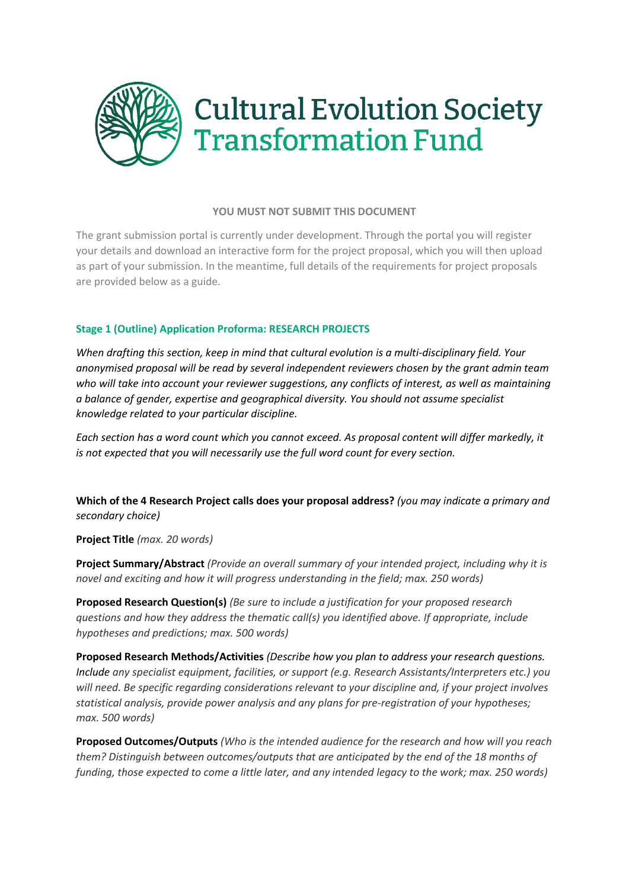# Cultural Evolution Society Transformation Fund

**YOU MUST NOT SUBMIT THIS DOCUMENT**

The grant submission portal is currently under development. Through the portal you will register your details and download an interactive form for the project proposal, which you will then upload as part of your submission. In the meantime, full details of the requirements for project proposals are provided below as a guide.

## Stage 1 (Outline) Application Proforma: RESEARCH PROJECTS

*When drafting this section, keep in mind that cultural evolution is a multi-disciplinary field. Your anonymised proposal will be read by several independent reviewers chosen by the grant admin team who will take into account your reviewer suggestions, any conflicts of interest, as well as maintaining a balance of gender, expertise and geographical diversity. You should not assume specialist knowledge related to your particular discipline.*

*Each section has a word count which you cannot exceed. As proposal content will differ markedly, it is not expected that you will necessarily use the full word count for every section.*

**Which of the 4 Research Project calls does your proposal address?** *(you may indicate a primary and secondary choice)*

**Project Title** *(max. 20 words)*

**Project Summary/Abstract** *(Provide an overall summary of your intended project, including why it is novel and exciting and how it will progress understanding in the field; max. 250 words)*

**Proposed Research Question(s)** *(Be sure to include a justification for your proposed research questions and how they address the thematic call(s) you identified above. If appropriate, include hypotheses and predictions; max. 500 words)*

**Proposed Research Methods/Activities** *(Describe how you plan to address your research questions. Include any specialist equipment, facilities, or support (e.g. Research Assistants/Interpreters etc.) you will need. Be specific regarding considerations relevant to your discipline and, if your project involves statistical analysis, provide power analysis and any plans for pre-registration of your hypotheses; max. 500 words)*

**Proposed Outcomes/Outputs** *(Who is the intended audience for the research and how will you reach them? Distinguish between outcomes/outputs that are anticipated by the end of the 18 months of funding, those expected to come a little later, and any intended legacy to the work; max. 250 words)*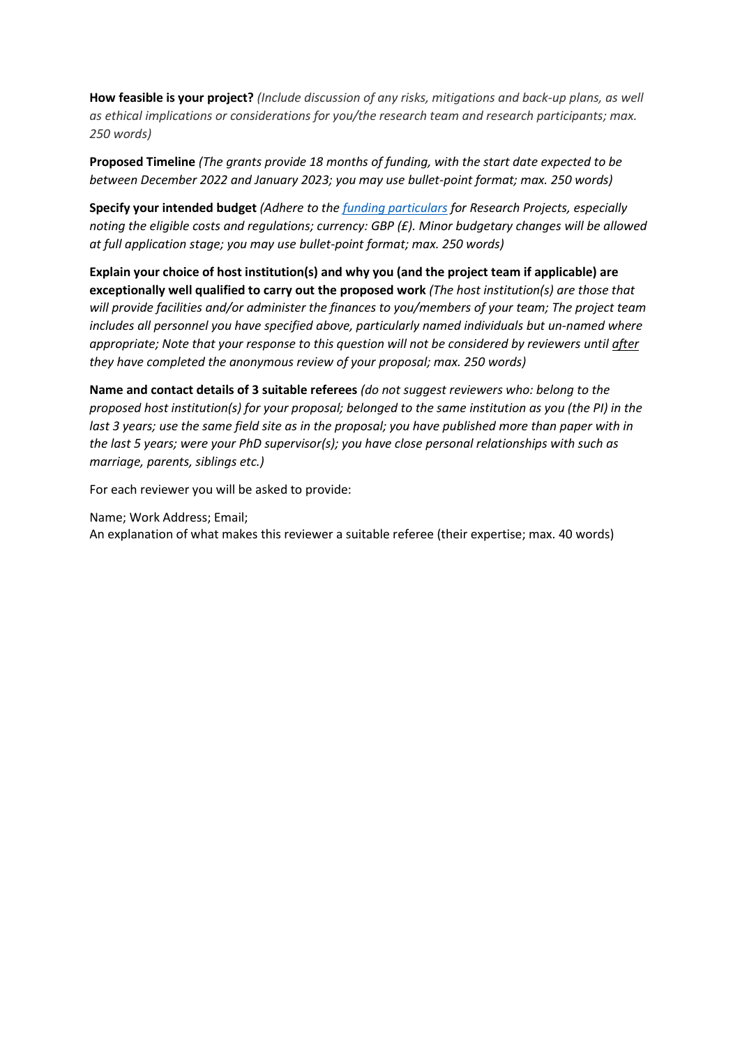**How feasible is your project?** *(Include discussion of any risks, mitigations and back-up plans, as well as ethical implications or considerations for you/the research team and research participants; max. 250 words)*

**Proposed Timeline** *(The grants provide 18 months of funding, with the start date expected to be between December 2022 and January 2023; you may use bullet-point format; max. 250 words)*

**Specify your intended budget** *(Adhere to the funding particulars for Research Projects, especially noting the eligible costs and regulations; currency: GBP (£). Minor budgetary changes will be allowed at full application stage; you may use bullet-point format; max. 250 words)*

**Explain your choice of host institution(s) and why you (and the project team if applicable) are exceptionally well qualified to carry out the proposed work** *(The host institution(s) are those that will provide facilities and/or administer the finances to you/members of your team; The project team includes all personnel you have specified above, particularly named individuals but un-named where appropriate; Note that your response to this question will not be considered by reviewers until after they have completed the anonymous review of your proposal; max. 250 words)*

**Name and contact details of 3 suitable referees** *(do not suggest reviewers who: belong to the proposed host institution(s) for your proposal; belonged to the same institution as you (the PI) in the last 3 years; use the same field site as in the proposal; you have published more than paper with in the last 5 years; were your PhD supervisor(s); you have close personal relationships with such as marriage, parents, siblings etc.)*

For each reviewer you will be asked to provide:

Name; Work Address; Email;
An explanation of what makes this reviewer a suitable referee (their expertise; max. 40 words)